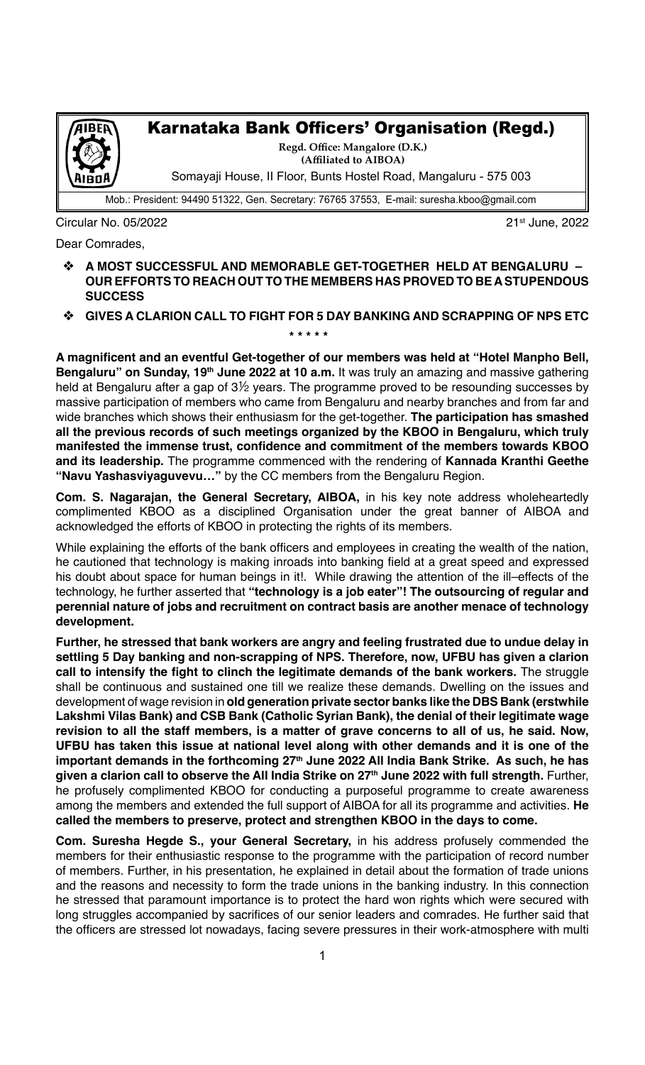# Karnataka Bank Officers' Organisation (Regd.)

**Regd. Office: Mangalore (D.K.)**
**(Affiliated to AIBOA)**
Somayaji House, II Floor, Bunts Hostel Road, Mangaluru - 575 003

Mob.: President: 94490 51322, Gen. Secretary: 76765 37553, E-mail: suresha.kboo@gmail.com

Circular No. 05/2022 | 21st June, 2022

Dear Comrades,

- **A MOST SUCCESSFUL AND MEMORABLE GET-TOGETHER HELD AT BENGALURU – OUR EFFORTS TO REACH OUT TO THE MEMBERS HAS PROVED TO BE A STUPENDOUS SUCCESS**
- **GIVES A CLARION CALL TO FIGHT FOR 5 DAY BANKING AND SCRAPPING OF NPS ETC**

\* \* \* \* \*

**A magnificent and an eventful Get-together of our members was held at "Hotel Manpho Bell, Bengaluru" on Sunday, 19th June 2022 at 10 a.m.** It was truly an amazing and massive gathering held at Bengaluru after a gap of 3½ years. The programme proved to be resounding successes by massive participation of members who came from Bengaluru and nearby branches and from far and wide branches which shows their enthusiasm for the get-together. **The participation has smashed all the previous records of such meetings organized by the KBOO in Bengaluru, which truly manifested the immense trust, confidence and commitment of the members towards KBOO and its leadership.** The programme commenced with the rendering of **Kannada Kranthi Geethe "Navu Yashasviyaguvevu…"** by the CC members from the Bengaluru Region.

**Com. S. Nagarajan, the General Secretary, AIBOA,** in his key note address wholeheartedly complimented KBOO as a disciplined Organisation under the great banner of AIBOA and acknowledged the efforts of KBOO in protecting the rights of its members.

While explaining the efforts of the bank officers and employees in creating the wealth of the nation, he cautioned that technology is making inroads into banking field at a great speed and expressed his doubt about space for human beings in it!. While drawing the attention of the ill–effects of the technology, he further asserted that **"technology is a job eater"! The outsourcing of regular and perennial nature of jobs and recruitment on contract basis are another menace of technology development.**

**Further, he stressed that bank workers are angry and feeling frustrated due to undue delay in settling 5 Day banking and non-scrapping of NPS. Therefore, now, UFBU has given a clarion call to intensify the fight to clinch the legitimate demands of the bank workers.** The struggle shall be continuous and sustained one till we realize these demands. Dwelling on the issues and development of wage revision in **old generation private sector banks like the DBS Bank (erstwhile Lakshmi Vilas Bank) and CSB Bank (Catholic Syrian Bank), the denial of their legitimate wage revision to all the staff members, is a matter of grave concerns to all of us, he said. Now, UFBU has taken this issue at national level along with other demands and it is one of the important demands in the forthcoming 27th June 2022 All India Bank Strike. As such, he has given a clarion call to observe the All India Strike on 27th June 2022 with full strength.** Further, he profusely complimented KBOO for conducting a purposeful programme to create awareness among the members and extended the full support of AIBOA for all its programme and activities. **He called the members to preserve, protect and strengthen KBOO in the days to come.**

**Com. Suresha Hegde S., your General Secretary,** in his address profusely commended the members for their enthusiastic response to the programme with the participation of record number of members. Further, in his presentation, he explained in detail about the formation of trade unions and the reasons and necessity to form the trade unions in the banking industry. In this connection he stressed that paramount importance is to protect the hard won rights which were secured with long struggles accompanied by sacrifices of our senior leaders and comrades. He further said that the officers are stressed lot nowadays, facing severe pressures in their work-atmosphere with multi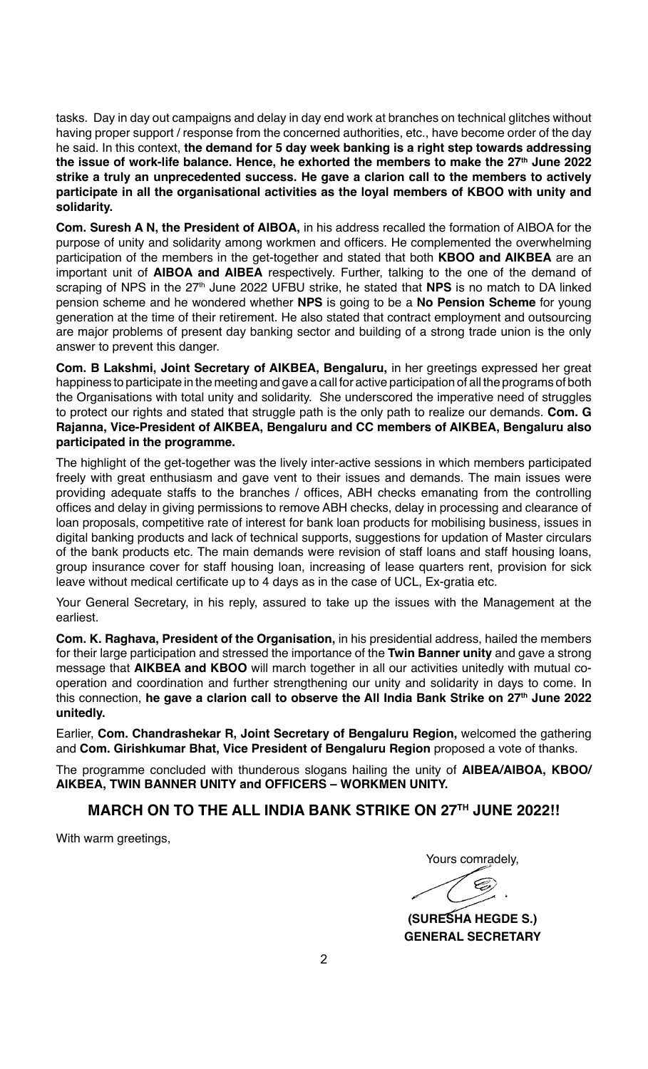tasks. Day in day out campaigns and delay in day end work at branches on technical glitches without having proper support / response from the concerned authorities, etc., have become order of the day he said. In this context, **the demand for 5 day week banking is a right step towards addressing the issue of work-life balance. Hence, he exhorted the members to make the 27th June 2022 strike a truly an unprecedented success. He gave a clarion call to the members to actively participate in all the organisational activities as the loyal members of KBOO with unity and solidarity.**

**Com. Suresh A N, the President of AIBOA,** in his address recalled the formation of AIBOA for the purpose of unity and solidarity among workmen and officers. He complemented the overwhelming participation of the members in the get-together and stated that both **KBOO and AIKBEA** are an important unit of **AIBOA and AIBEA** respectively. Further, talking to the one of the demand of scraping of NPS in the 27th June 2022 UFBU strike, he stated that **NPS** is no match to DA linked pension scheme and he wondered whether **NPS** is going to be a **No Pension Scheme** for young generation at the time of their retirement. He also stated that contract employment and outsourcing are major problems of present day banking sector and building of a strong trade union is the only answer to prevent this danger.

**Com. B Lakshmi, Joint Secretary of AIKBEA, Bengaluru,** in her greetings expressed her great happiness to participate in the meeting and gave a call for active participation of all the programs of both the Organisations with total unity and solidarity. She underscored the imperative need of struggles to protect our rights and stated that struggle path is the only path to realize our demands. **Com. G Rajanna, Vice-President of AIKBEA, Bengaluru and CC members of AIKBEA, Bengaluru also participated in the programme.**

The highlight of the get-together was the lively inter-active sessions in which members participated freely with great enthusiasm and gave vent to their issues and demands. The main issues were providing adequate staffs to the branches / offices, ABH checks emanating from the controlling offices and delay in giving permissions to remove ABH checks, delay in processing and clearance of loan proposals, competitive rate of interest for bank loan products for mobilising business, issues in digital banking products and lack of technical supports, suggestions for updation of Master circulars of the bank products etc. The main demands were revision of staff loans and staff housing loans, group insurance cover for staff housing loan, increasing of lease quarters rent, provision for sick leave without medical certificate up to 4 days as in the case of UCL, Ex-gratia etc.

Your General Secretary, in his reply, assured to take up the issues with the Management at the earliest.

**Com. K. Raghava, President of the Organisation,** in his presidential address, hailed the members for their large participation and stressed the importance of the **Twin Banner unity** and gave a strong message that **AIKBEA and KBOO** will march together in all our activities unitedly with mutual co-operation and coordination and further strengthening our unity and solidarity in days to come. In this connection, **he gave a clarion call to observe the All India Bank Strike on 27th June 2022 unitedly.**

Earlier, **Com. Chandrashekar R, Joint Secretary of Bengaluru Region,** welcomed the gathering and **Com. Girishkumar Bhat, Vice President of Bengaluru Region** proposed a vote of thanks.

The programme concluded with thunderous slogans hailing the unity of **AIBEA/AIBOA, KBOO/ AIKBEA, TWIN BANNER UNITY and OFFICERS – WORKMEN UNITY.**

## MARCH ON TO THE ALL INDIA BANK STRIKE ON 27TH JUNE 2022!!

With warm greetings,

Yours comradely,

**(SURESHA HEGDE S.)**
**GENERAL SECRETARY**